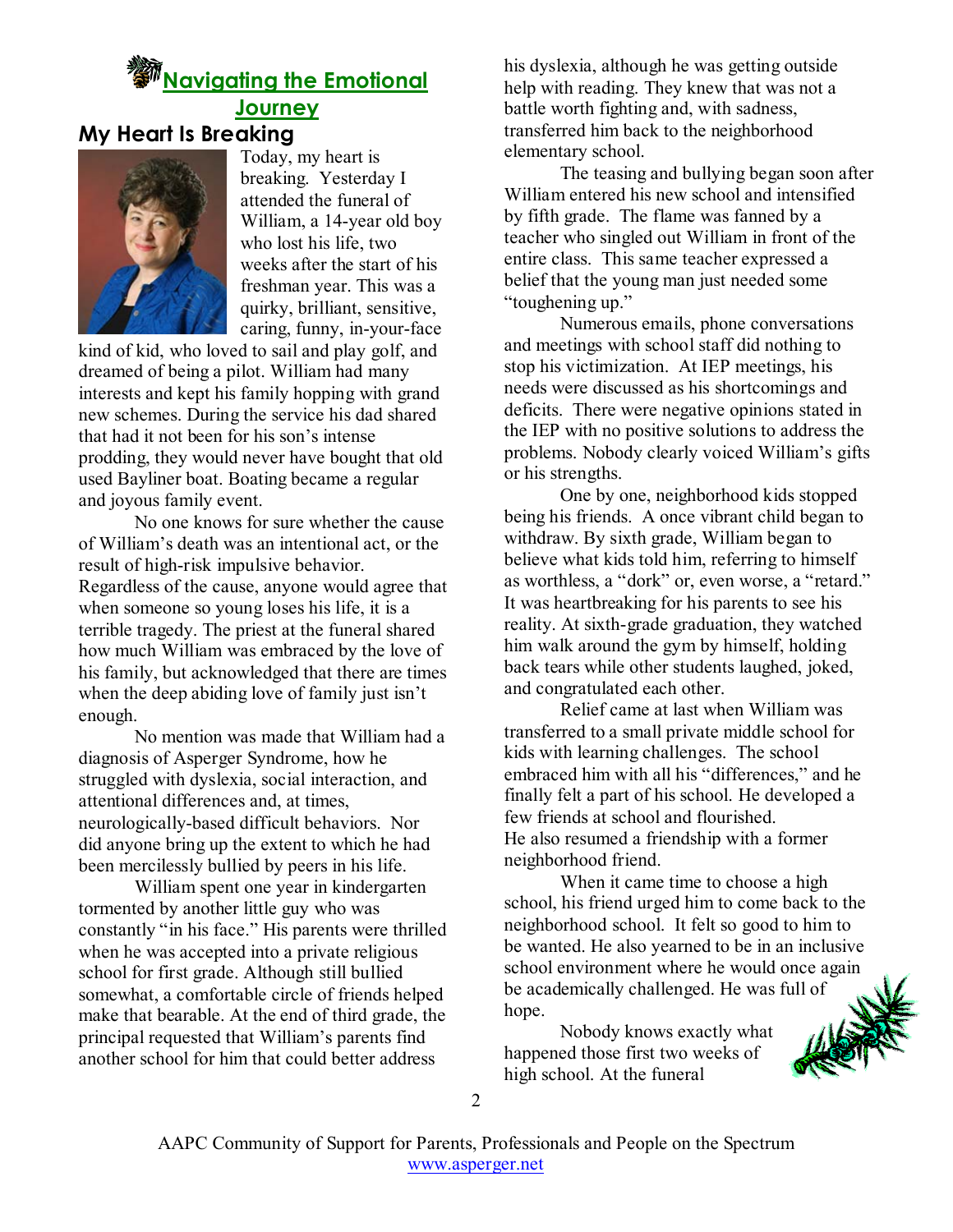## Navigating the Emotional Journey

### My Heart Is Breaking

Today, my heart is breaking. Yesterday I attended the funeral of William, a 14-year old boy who lost his life, two weeks after the start of his freshman year. This was a quirky, brilliant, sensitive, caring, funny, in-your-face kind of kid, who loved to sail and play golf, and dreamed of being a pilot. William had many interests and kept his family hopping with grand new schemes. During the service his dad shared that had it not been for his son's intense prodding, they would never have bought that old used Bayliner boat. Boating became a regular and joyous family event.

No one knows for sure whether the cause of William's death was an intentional act, or the result of high-risk impulsive behavior. Regardless of the cause, anyone would agree that when someone so young loses his life, it is a terrible tragedy. The priest at the funeral shared how much William was embraced by the love of his family, but acknowledged that there are times when the deep abiding love of family just isn't enough.

No mention was made that William had a diagnosis of Asperger Syndrome, how he struggled with dyslexia, social interaction, and attentional differences and, at times, neurologically-based difficult behaviors. Nor did anyone bring up the extent to which he had been mercilessly bullied by peers in his life.

William spent one year in kindergarten tormented by another little guy who was constantly "in his face." His parents were thrilled when he was accepted into a private religious school for first grade. Although still bullied somewhat, a comfortable circle of friends helped make that bearable. At the end of third grade, the principal requested that William's parents find another school for him that could better address his dyslexia, although he was getting outside help with reading. They knew that was not a battle worth fighting and, with sadness, transferred him back to the neighborhood elementary school.

The teasing and bullying began soon after William entered his new school and intensified by fifth grade. The flame was fanned by a teacher who singled out William in front of the entire class. This same teacher expressed a belief that the young man just needed some "toughening up."

Numerous emails, phone conversations and meetings with school staff did nothing to stop his victimization. At IEP meetings, his needs were discussed as his shortcomings and deficits. There were negative opinions stated in the IEP with no positive solutions to address the problems. Nobody clearly voiced William's gifts or his strengths.

One by one, neighborhood kids stopped being his friends. A once vibrant child began to withdraw. By sixth grade, William began to believe what kids told him, referring to himself as worthless, a "dork" or, even worse, a "retard." It was heartbreaking for his parents to see his reality. At sixth-grade graduation, they watched him walk around the gym by himself, holding back tears while other students laughed, joked, and congratulated each other.

Relief came at last when William was transferred to a small private middle school for kids with learning challenges. The school embraced him with all his "differences," and he finally felt a part of his school. He developed a few friends at school and flourished. He also resumed a friendship with a former neighborhood friend.

When it came time to choose a high school, his friend urged him to come back to the neighborhood school. It felt so good to him to be wanted. He also yearned to be in an inclusive school environment where he would once again be academically challenged. He was full of hope.

Nobody knows exactly what happened those first two weeks of high school. At the funeral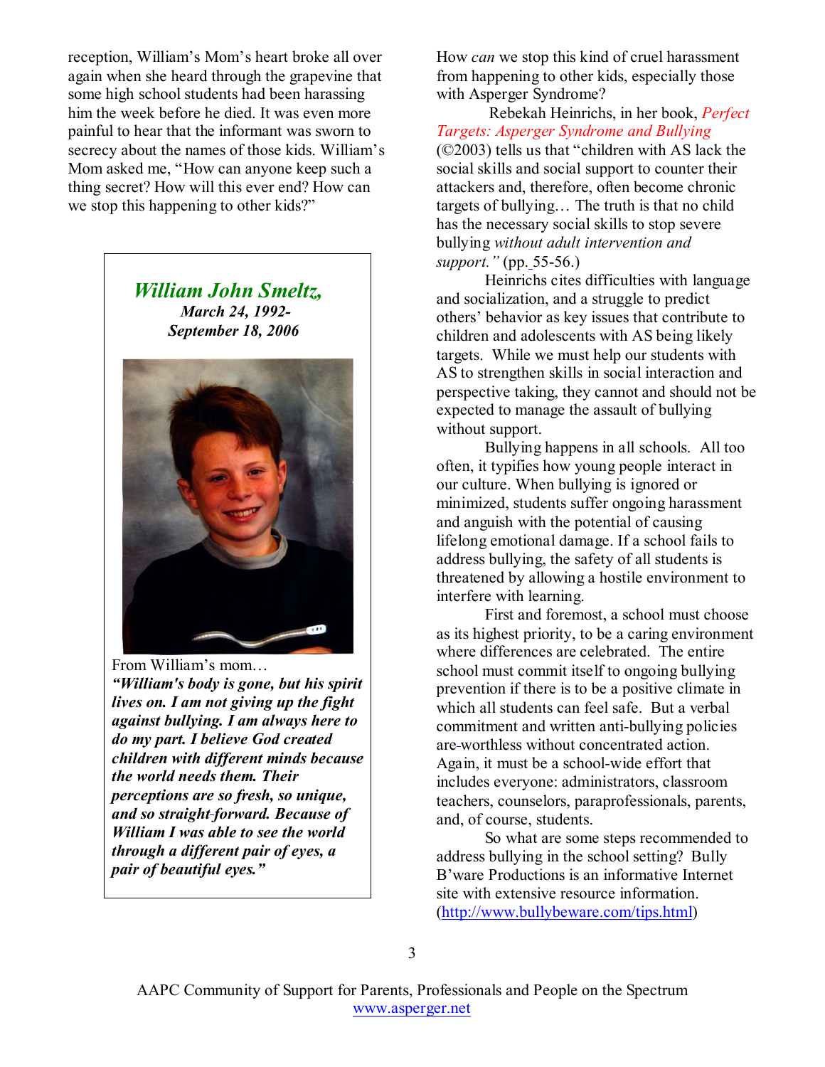reception, William's Mom's heart broke all over again when she heard through the grapevine that some high school students had been harassing him the week before he died. It was even more painful to hear that the informant was sworn to secrecy about the names of those kids. William's Mom asked me, "How can anyone keep such a thing secret? How will this ever end? How can we stop this happening to other kids?"

***William John Smeltz,***
***March 24, 1992-***
***September 18, 2006***

From William's mom…
***"William's body is gone, but his spirit lives on. I am not giving up the fight against bullying. I am always here to do my part. I believe God created children with different minds because the world needs them. Their perceptions are so fresh, so unique, and so straight-forward. Because of William I was able to see the world through a different pair of eyes, a pair of beautiful eyes."***

How *can* we stop this kind of cruel harassment from happening to other kids, especially those with Asperger Syndrome?

Rebekah Heinrichs, in her book, *Perfect Targets: Asperger Syndrome and Bullying* (©2003) tells us that "children with AS lack the social skills and social support to counter their attackers and, therefore, often become chronic targets of bullying… The truth is that no child has the necessary social skills to stop severe bullying *without adult intervention and support."* (pp. 55-56.)

Heinrichs cites difficulties with language and socialization, and a struggle to predict others' behavior as key issues that contribute to children and adolescents with AS being likely targets. While we must help our students with AS to strengthen skills in social interaction and perspective taking, they cannot and should not be expected to manage the assault of bullying without support.

Bullying happens in all schools. All too often, it typifies how young people interact in our culture. When bullying is ignored or minimized, students suffer ongoing harassment and anguish with the potential of causing lifelong emotional damage. If a school fails to address bullying, the safety of all students is threatened by allowing a hostile environment to interfere with learning.

First and foremost, a school must choose as its highest priority, to be a caring environment where differences are celebrated. The entire school must commit itself to ongoing bullying prevention if there is to be a positive climate in which all students can feel safe. But a verbal commitment and written anti-bullying policies are worthless without concentrated action. Again, it must be a school-wide effort that includes everyone: administrators, classroom teachers, counselors, paraprofessionals, parents, and, of course, students.

So what are some steps recommended to address bullying in the school setting? Bully B'ware Productions is an informative Internet site with extensive resource information. (http://www.bullybeware.com/tips.html)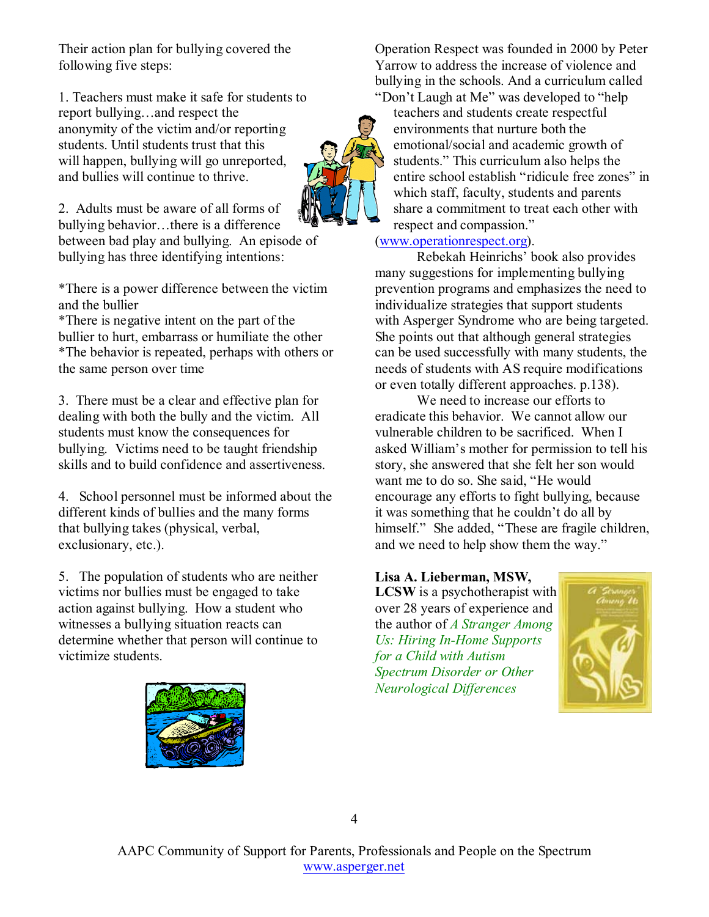Their action plan for bullying covered the following five steps:

1. Teachers must make it safe for students to report bullying…and respect the anonymity of the victim and/or reporting students. Until students trust that this will happen, bullying will go unreported, and bullies will continue to thrive.

2. Adults must be aware of all forms of bullying behavior…there is a difference between bad play and bullying. An episode of bullying has three identifying intentions:

*There is a power difference between the victim and the bullier
*There is negative intent on the part of the bullier to hurt, embarrass or humiliate the other
*The behavior is repeated, perhaps with others or the same person over time

3. There must be a clear and effective plan for dealing with both the bully and the victim. All students must know the consequences for bullying. Victims need to be taught friendship skills and to build confidence and assertiveness.

4. School personnel must be informed about the different kinds of bullies and the many forms that bullying takes (physical, verbal, exclusionary, etc.).

5. The population of students who are neither victims nor bullies must be engaged to take action against bullying. How a student who witnesses a bullying situation reacts can determine whether that person will continue to victimize students.

Operation Respect was founded in 2000 by Peter Yarrow to address the increase of violence and bullying in the schools. And a curriculum called "Don't Laugh at Me" was developed to "help teachers and students create respectful environments that nurture both the emotional/social and academic growth of students." This curriculum also helps the entire school establish "ridicule free zones" in which staff, faculty, students and parents share a commitment to treat each other with respect and compassion." (www.operationrespect.org).

Rebekah Heinrichs' book also provides many suggestions for implementing bullying prevention programs and emphasizes the need to individualize strategies that support students with Asperger Syndrome who are being targeted. She points out that although general strategies can be used successfully with many students, the needs of students with AS require modifications or even totally different approaches. p.138).

We need to increase our efforts to eradicate this behavior. We cannot allow our vulnerable children to be sacrificed. When I asked William's mother for permission to tell his story, she answered that she felt her son would want me to do so. She said, "He would encourage any efforts to fight bullying, because it was something that he couldn't do all by himself." She added, "These are fragile children, and we need to help show them the way."

**Lisa A. Lieberman, MSW, LCSW** is a psychotherapist with over 28 years of experience and the author of *A Stranger Among Us: Hiring In-Home Supports for a Child with Autism Spectrum Disorder or Other Neurological Differences*

AAPC Community of Support for Parents, Professionals and People on the Spectrum
www.asperger.net